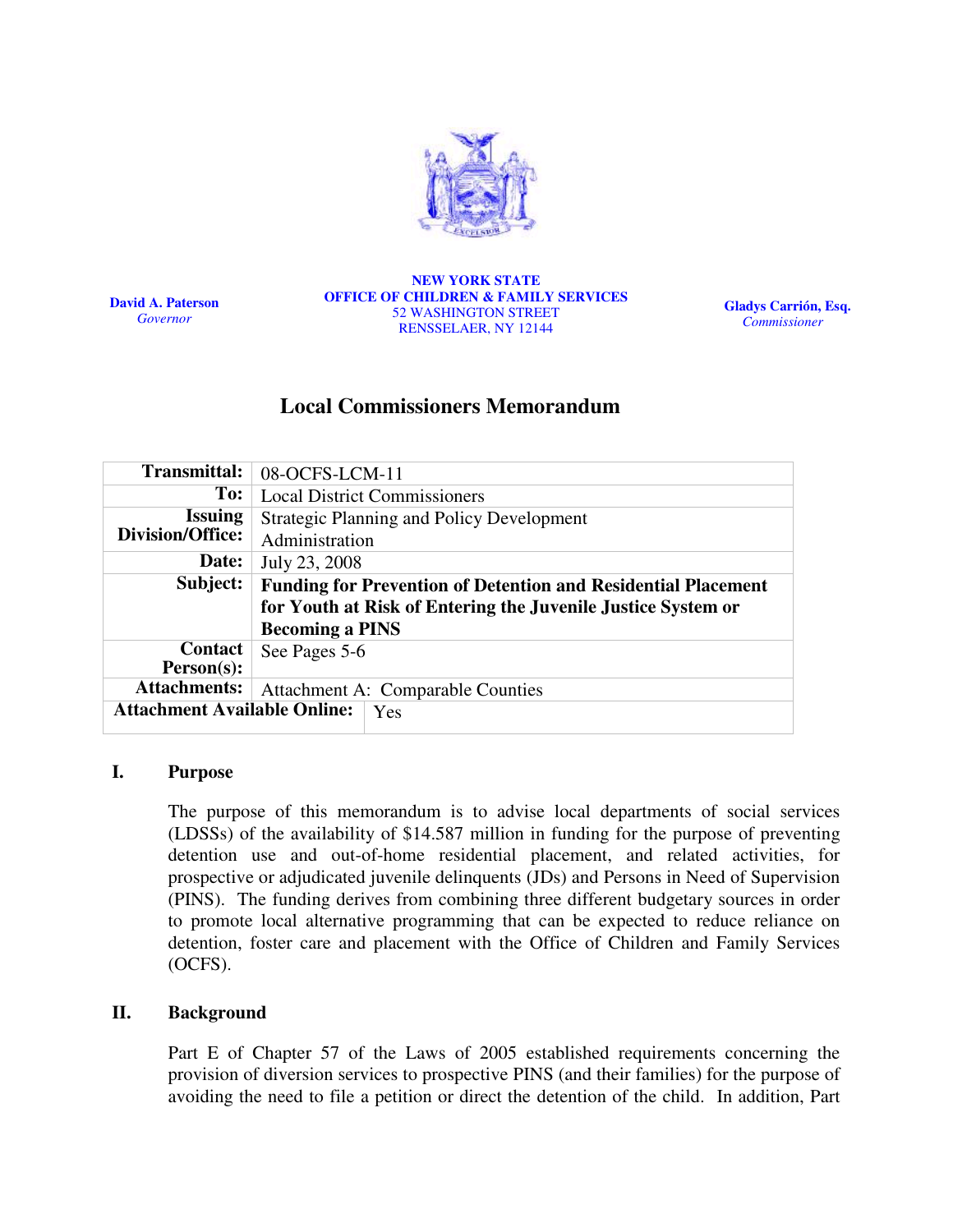David A. Paterson
*Governor*

**NEW YORK STATE**
**OFFICE OF CHILDREN & FAMILY SERVICES**
52 WASHINGTON STREET
RENSSELAER, NY 12144

Gladys Carrión, Esq.
*Commissioner*

# Local Commissioners Memorandum

| | |
|---|---|
| **Transmittal:** | 08-OCFS-LCM-11 |
| **To:** | Local District Commissioners |
| **Issuing Division/Office:** | Strategic Planning and Policy Development Administration |
| **Date:** | July 23, 2008 |
| **Subject:** | **Funding for Prevention of Detention and Residential Placement for Youth at Risk of Entering the Juvenile Justice System or Becoming a PINS** |
| **Contact Person(s):** | See Pages 5-6 |
| **Attachments:** | Attachment A: Comparable Counties |
| **Attachment Available Online:** | Yes |

## I. Purpose

The purpose of this memorandum is to advise local departments of social services (LDSSs) of the availability of $14.587 million in funding for the purpose of preventing detention use and out-of-home residential placement, and related activities, for prospective or adjudicated juvenile delinquents (JDs) and Persons in Need of Supervision (PINS). The funding derives from combining three different budgetary sources in order to promote local alternative programming that can be expected to reduce reliance on detention, foster care and placement with the Office of Children and Family Services (OCFS).

## II. Background

Part E of Chapter 57 of the Laws of 2005 established requirements concerning the provision of diversion services to prospective PINS (and their families) for the purpose of avoiding the need to file a petition or direct the detention of the child. In addition, Part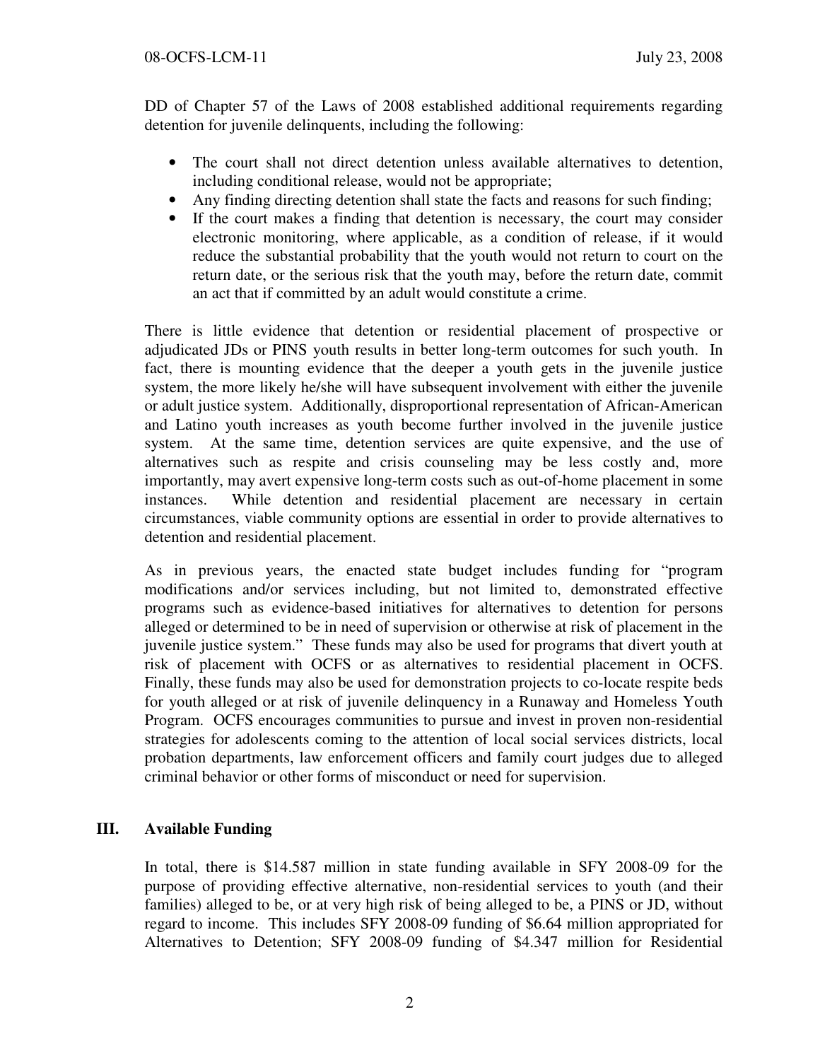DD of Chapter 57 of the Laws of 2008 established additional requirements regarding detention for juvenile delinquents, including the following:

- The court shall not direct detention unless available alternatives to detention, including conditional release, would not be appropriate;
- Any finding directing detention shall state the facts and reasons for such finding;
- If the court makes a finding that detention is necessary, the court may consider electronic monitoring, where applicable, as a condition of release, if it would reduce the substantial probability that the youth would not return to court on the return date, or the serious risk that the youth may, before the return date, commit an act that if committed by an adult would constitute a crime.

There is little evidence that detention or residential placement of prospective or adjudicated JDs or PINS youth results in better long-term outcomes for such youth. In fact, there is mounting evidence that the deeper a youth gets in the juvenile justice system, the more likely he/she will have subsequent involvement with either the juvenile or adult justice system. Additionally, disproportional representation of African-American and Latino youth increases as youth become further involved in the juvenile justice system. At the same time, detention services are quite expensive, and the use of alternatives such as respite and crisis counseling may be less costly and, more importantly, may avert expensive long-term costs such as out-of-home placement in some instances. While detention and residential placement are necessary in certain circumstances, viable community options are essential in order to provide alternatives to detention and residential placement.

As in previous years, the enacted state budget includes funding for "program modifications and/or services including, but not limited to, demonstrated effective programs such as evidence-based initiatives for alternatives to detention for persons alleged or determined to be in need of supervision or otherwise at risk of placement in the juvenile justice system." These funds may also be used for programs that divert youth at risk of placement with OCFS or as alternatives to residential placement in OCFS. Finally, these funds may also be used for demonstration projects to co-locate respite beds for youth alleged or at risk of juvenile delinquency in a Runaway and Homeless Youth Program. OCFS encourages communities to pursue and invest in proven non-residential strategies for adolescents coming to the attention of local social services districts, local probation departments, law enforcement officers and family court judges due to alleged criminal behavior or other forms of misconduct or need for supervision.

## III. Available Funding

In total, there is $14.587 million in state funding available in SFY 2008-09 for the purpose of providing effective alternative, non-residential services to youth (and their families) alleged to be, or at very high risk of being alleged to be, a PINS or JD, without regard to income. This includes SFY 2008-09 funding of $6.64 million appropriated for Alternatives to Detention; SFY 2008-09 funding of $4.347 million for Residential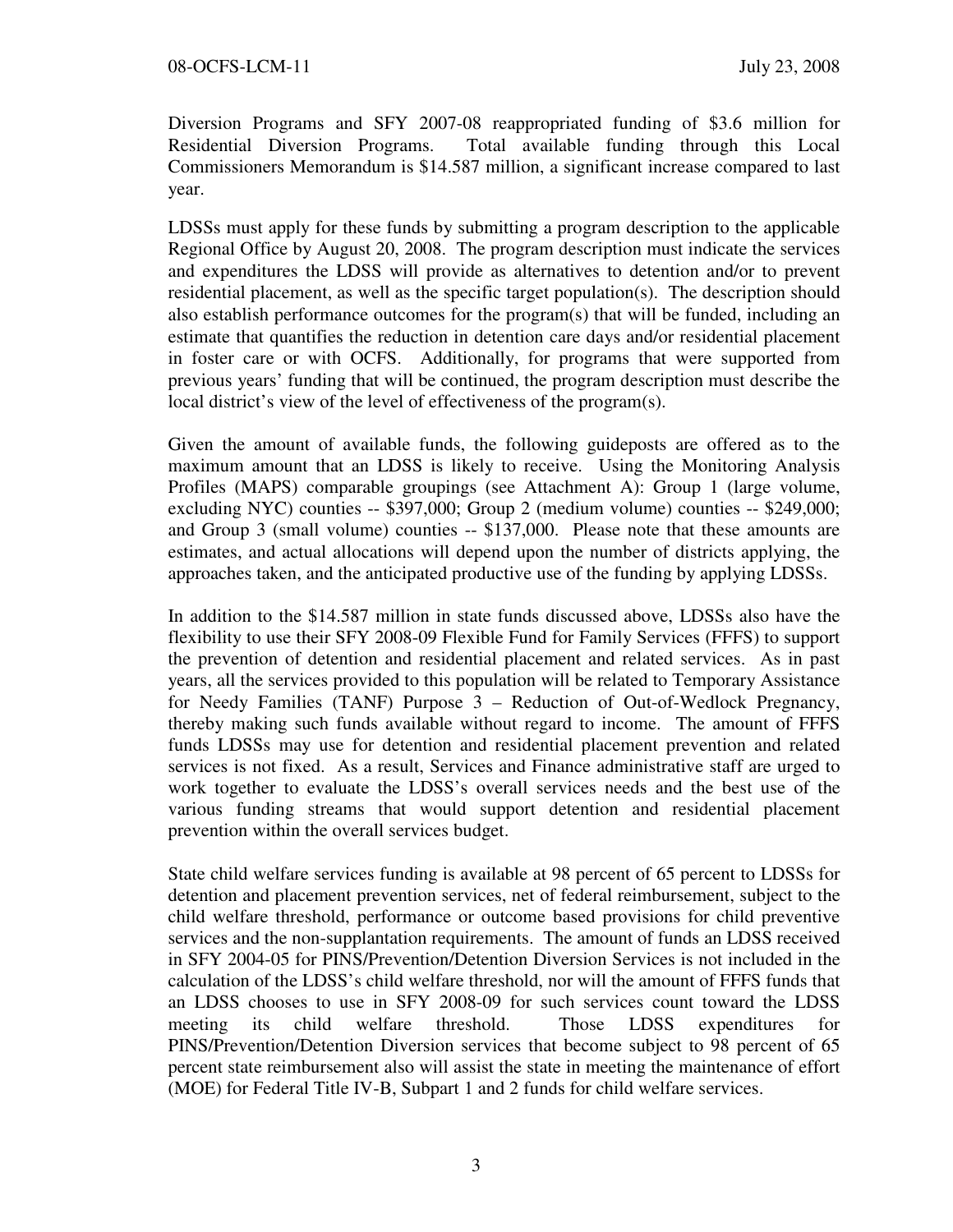Diversion Programs and SFY 2007-08 reappropriated funding of $3.6 million for Residential Diversion Programs. Total available funding through this Local Commissioners Memorandum is $14.587 million, a significant increase compared to last year.

LDSSs must apply for these funds by submitting a program description to the applicable Regional Office by August 20, 2008. The program description must indicate the services and expenditures the LDSS will provide as alternatives to detention and/or to prevent residential placement, as well as the specific target population(s). The description should also establish performance outcomes for the program(s) that will be funded, including an estimate that quantifies the reduction in detention care days and/or residential placement in foster care or with OCFS. Additionally, for programs that were supported from previous years' funding that will be continued, the program description must describe the local district's view of the level of effectiveness of the program(s).

Given the amount of available funds, the following guideposts are offered as to the maximum amount that an LDSS is likely to receive. Using the Monitoring Analysis Profiles (MAPS) comparable groupings (see Attachment A): Group 1 (large volume, excluding NYC) counties -- $397,000; Group 2 (medium volume) counties -- $249,000; and Group 3 (small volume) counties -- $137,000. Please note that these amounts are estimates, and actual allocations will depend upon the number of districts applying, the approaches taken, and the anticipated productive use of the funding by applying LDSSs.

In addition to the $14.587 million in state funds discussed above, LDSSs also have the flexibility to use their SFY 2008-09 Flexible Fund for Family Services (FFFS) to support the prevention of detention and residential placement and related services. As in past years, all the services provided to this population will be related to Temporary Assistance for Needy Families (TANF) Purpose 3 – Reduction of Out-of-Wedlock Pregnancy, thereby making such funds available without regard to income. The amount of FFFS funds LDSSs may use for detention and residential placement prevention and related services is not fixed. As a result, Services and Finance administrative staff are urged to work together to evaluate the LDSS's overall services needs and the best use of the various funding streams that would support detention and residential placement prevention within the overall services budget.

State child welfare services funding is available at 98 percent of 65 percent to LDSSs for detention and placement prevention services, net of federal reimbursement, subject to the child welfare threshold, performance or outcome based provisions for child preventive services and the non-supplantation requirements. The amount of funds an LDSS received in SFY 2004-05 for PINS/Prevention/Detention Diversion Services is not included in the calculation of the LDSS's child welfare threshold, nor will the amount of FFFS funds that an LDSS chooses to use in SFY 2008-09 for such services count toward the LDSS meeting its child welfare threshold. Those LDSS expenditures for PINS/Prevention/Detention Diversion services that become subject to 98 percent of 65 percent state reimbursement also will assist the state in meeting the maintenance of effort (MOE) for Federal Title IV-B, Subpart 1 and 2 funds for child welfare services.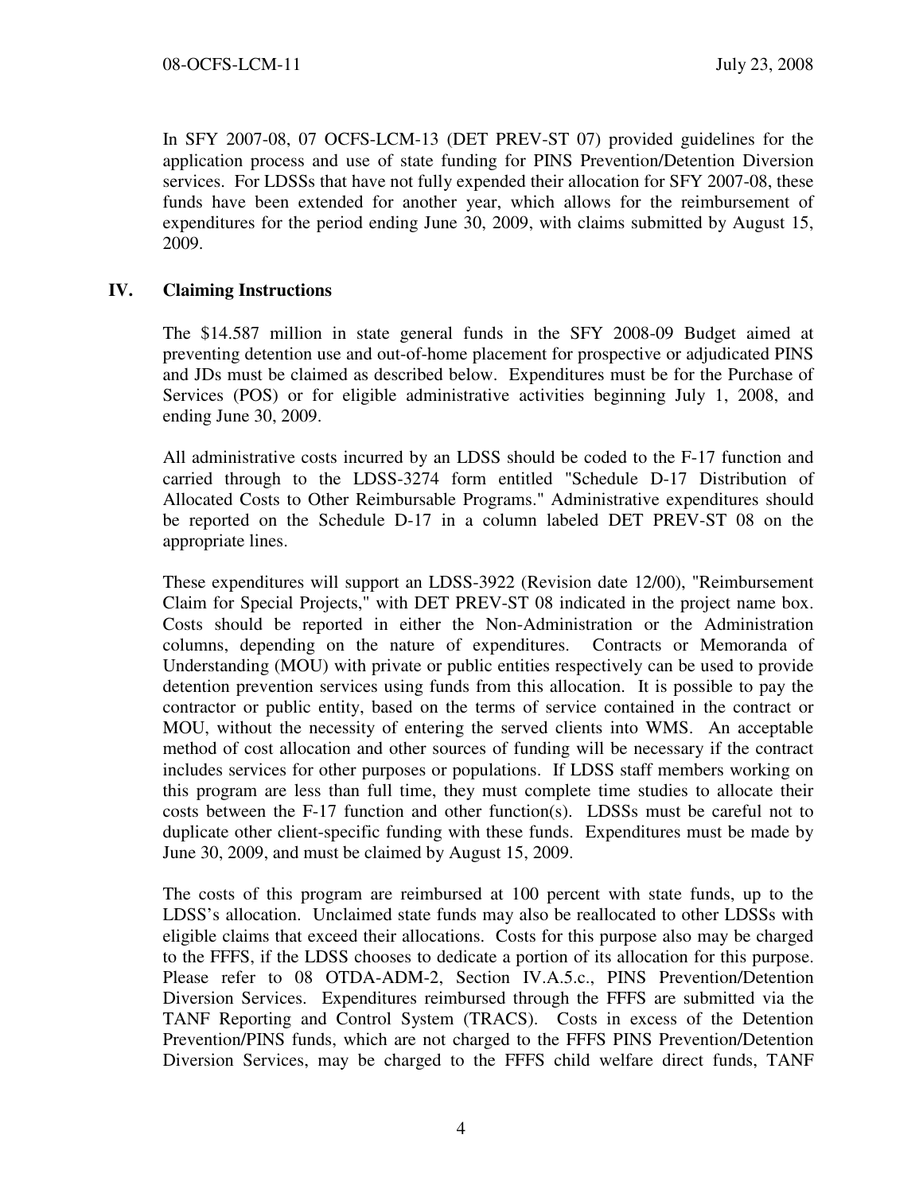In SFY 2007-08, 07 OCFS-LCM-13 (DET PREV-ST 07) provided guidelines for the application process and use of state funding for PINS Prevention/Detention Diversion services. For LDSSs that have not fully expended their allocation for SFY 2007-08, these funds have been extended for another year, which allows for the reimbursement of expenditures for the period ending June 30, 2009, with claims submitted by August 15, 2009.

## IV. Claiming Instructions

The $14.587 million in state general funds in the SFY 2008-09 Budget aimed at preventing detention use and out-of-home placement for prospective or adjudicated PINS and JDs must be claimed as described below. Expenditures must be for the Purchase of Services (POS) or for eligible administrative activities beginning July 1, 2008, and ending June 30, 2009.

All administrative costs incurred by an LDSS should be coded to the F-17 function and carried through to the LDSS-3274 form entitled "Schedule D-17 Distribution of Allocated Costs to Other Reimbursable Programs." Administrative expenditures should be reported on the Schedule D-17 in a column labeled DET PREV-ST 08 on the appropriate lines.

These expenditures will support an LDSS-3922 (Revision date 12/00), "Reimbursement Claim for Special Projects," with DET PREV-ST 08 indicated in the project name box. Costs should be reported in either the Non-Administration or the Administration columns, depending on the nature of expenditures. Contracts or Memoranda of Understanding (MOU) with private or public entities respectively can be used to provide detention prevention services using funds from this allocation. It is possible to pay the contractor or public entity, based on the terms of service contained in the contract or MOU, without the necessity of entering the served clients into WMS. An acceptable method of cost allocation and other sources of funding will be necessary if the contract includes services for other purposes or populations. If LDSS staff members working on this program are less than full time, they must complete time studies to allocate their costs between the F-17 function and other function(s). LDSSs must be careful not to duplicate other client-specific funding with these funds. Expenditures must be made by June 30, 2009, and must be claimed by August 15, 2009.

The costs of this program are reimbursed at 100 percent with state funds, up to the LDSS's allocation. Unclaimed state funds may also be reallocated to other LDSSs with eligible claims that exceed their allocations. Costs for this purpose also may be charged to the FFFS, if the LDSS chooses to dedicate a portion of its allocation for this purpose. Please refer to 08 OTDA-ADM-2, Section IV.A.5.c., PINS Prevention/Detention Diversion Services. Expenditures reimbursed through the FFFS are submitted via the TANF Reporting and Control System (TRACS). Costs in excess of the Detention Prevention/PINS funds, which are not charged to the FFFS PINS Prevention/Detention Diversion Services, may be charged to the FFFS child welfare direct funds, TANF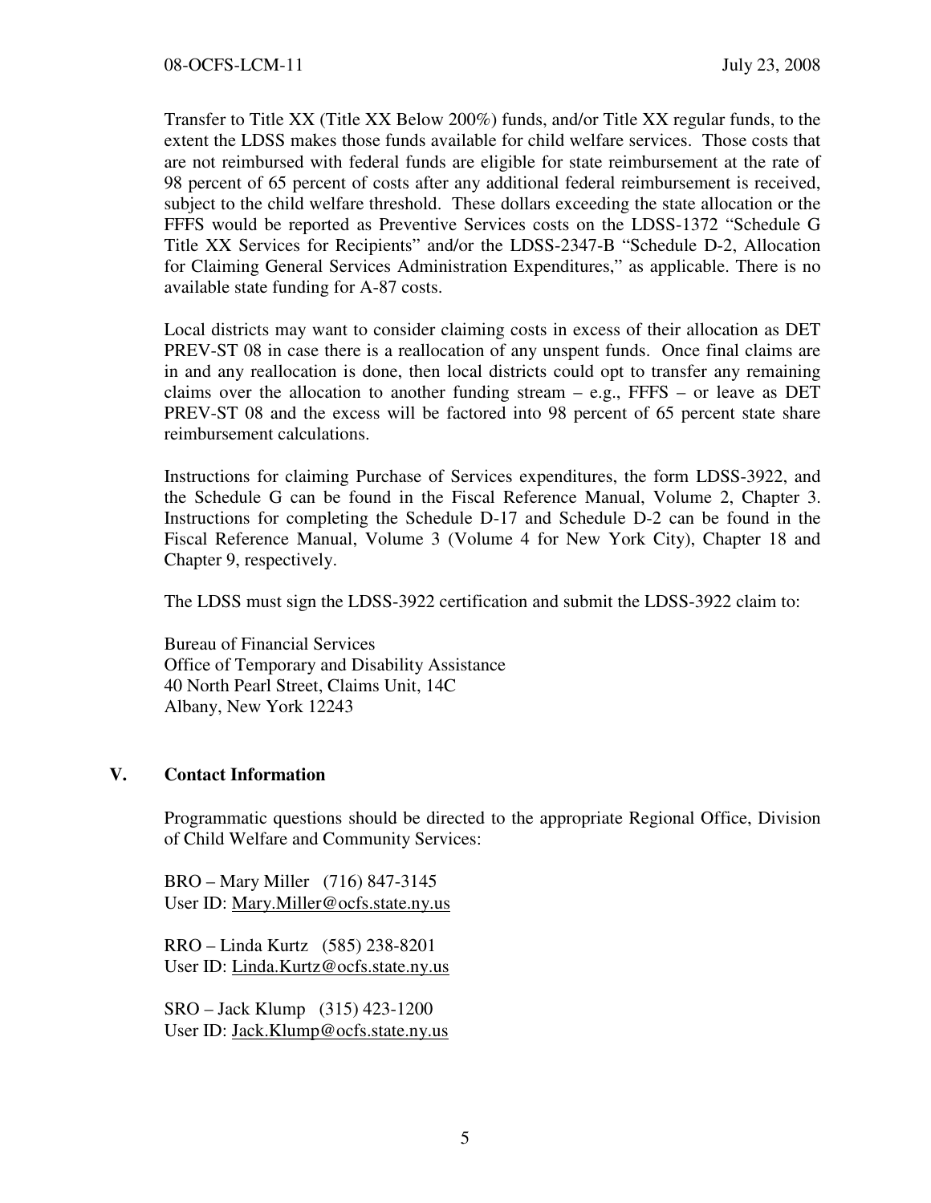Transfer to Title XX (Title XX Below 200%) funds, and/or Title XX regular funds, to the extent the LDSS makes those funds available for child welfare services. Those costs that are not reimbursed with federal funds are eligible for state reimbursement at the rate of 98 percent of 65 percent of costs after any additional federal reimbursement is received, subject to the child welfare threshold. These dollars exceeding the state allocation or the FFFS would be reported as Preventive Services costs on the LDSS-1372 "Schedule G Title XX Services for Recipients" and/or the LDSS-2347-B "Schedule D-2, Allocation for Claiming General Services Administration Expenditures," as applicable. There is no available state funding for A-87 costs.

Local districts may want to consider claiming costs in excess of their allocation as DET PREV-ST 08 in case there is a reallocation of any unspent funds. Once final claims are in and any reallocation is done, then local districts could opt to transfer any remaining claims over the allocation to another funding stream – e.g., FFFS – or leave as DET PREV-ST 08 and the excess will be factored into 98 percent of 65 percent state share reimbursement calculations.

Instructions for claiming Purchase of Services expenditures, the form LDSS-3922, and the Schedule G can be found in the Fiscal Reference Manual, Volume 2, Chapter 3. Instructions for completing the Schedule D-17 and Schedule D-2 can be found in the Fiscal Reference Manual, Volume 3 (Volume 4 for New York City), Chapter 18 and Chapter 9, respectively.

The LDSS must sign the LDSS-3922 certification and submit the LDSS-3922 claim to:

Bureau of Financial Services
Office of Temporary and Disability Assistance
40 North Pearl Street, Claims Unit, 14C
Albany, New York 12243

## V. Contact Information

Programmatic questions should be directed to the appropriate Regional Office, Division of Child Welfare and Community Services:

BRO – Mary Miller (716) 847-3145
User ID: Mary.Miller@ocfs.state.ny.us

RRO – Linda Kurtz (585) 238-8201
User ID: Linda.Kurtz@ocfs.state.ny.us

SRO – Jack Klump (315) 423-1200
User ID: Jack.Klump@ocfs.state.ny.us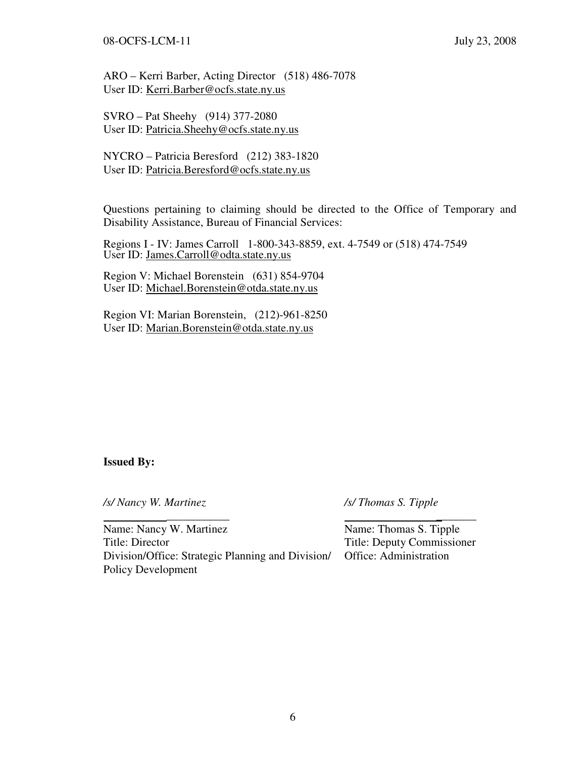ARO – Kerri Barber, Acting Director   (518) 486-7078
User ID: Kerri.Barber@ocfs.state.ny.us

SVRO – Pat Sheehy   (914) 377-2080
User ID: Patricia.Sheehy@ocfs.state.ny.us

NYCRO – Patricia Beresford   (212) 383-1820
User ID: Patricia.Beresford@ocfs.state.ny.us

Questions pertaining to claiming should be directed to the Office of Temporary and Disability Assistance, Bureau of Financial Services:

Regions I - IV: James Carroll   1-800-343-8859, ext. 4-7549 or (518) 474-7549
User ID: James.Carroll@odta.state.ny.us

Region V: Michael Borenstein   (631) 854-9704
User ID: Michael.Borenstein@otda.state.ny.us

Region VI: Marian Borenstein,   (212)-961-8250
User ID: Marian.Borenstein@otda.state.ny.us

**Issued By:**

*/s/ Nancy W. Martinez*

Name: Nancy W. Martinez
Title: Director
Division/Office: Strategic Planning and Division/ Policy Development

*/s/ Thomas S. Tipple*

Name: Thomas S. Tipple
Title: Deputy Commissioner
Office: Administration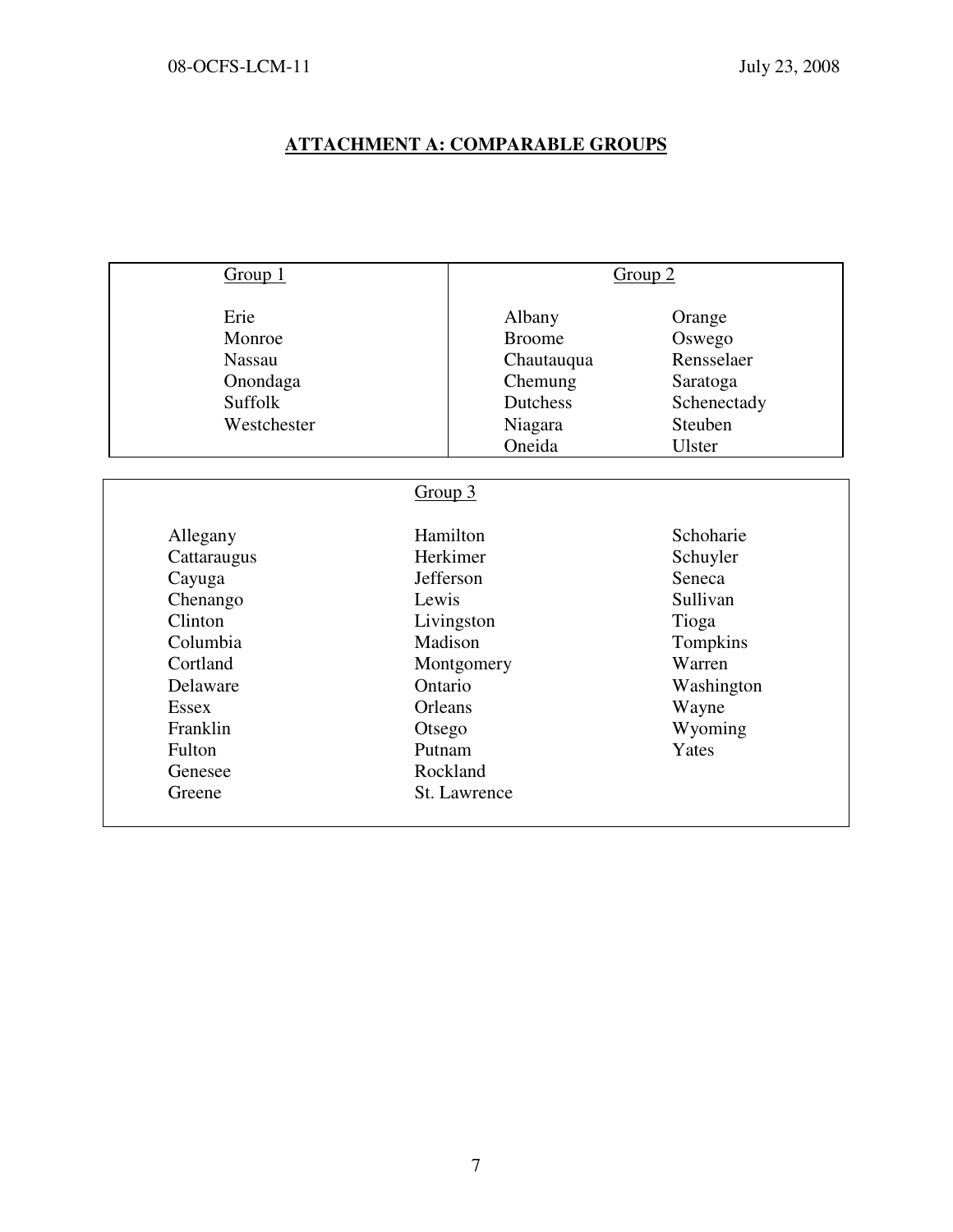## ATTACHMENT A: COMPARABLE GROUPS

| Group 1 | Group 2 | |
|---|---|---|
| Erie | Albany | Orange |
| Monroe | Broome | Oswego |
| Nassau | Chautauqua | Rensselaer |
| Onondaga | Chemung | Saratoga |
| Suffolk | Dutchess | Schenectady |
| Westchester | Niagara | Steuben |
| | Oneida | Ulster |

| | Group 3 | |
|---|---|---|
| Allegany | Hamilton | Schoharie |
| Cattaraugus | Herkimer | Schuyler |
| Cayuga | Jefferson | Seneca |
| Chenango | Lewis | Sullivan |
| Clinton | Livingston | Tioga |
| Columbia | Madison | Tompkins |
| Cortland | Montgomery | Warren |
| Delaware | Ontario | Washington |
| Essex | Orleans | Wayne |
| Franklin | Otsego | Wyoming |
| Fulton | Putnam | Yates |
| Genesee | Rockland | |
| Greene | St. Lawrence | |